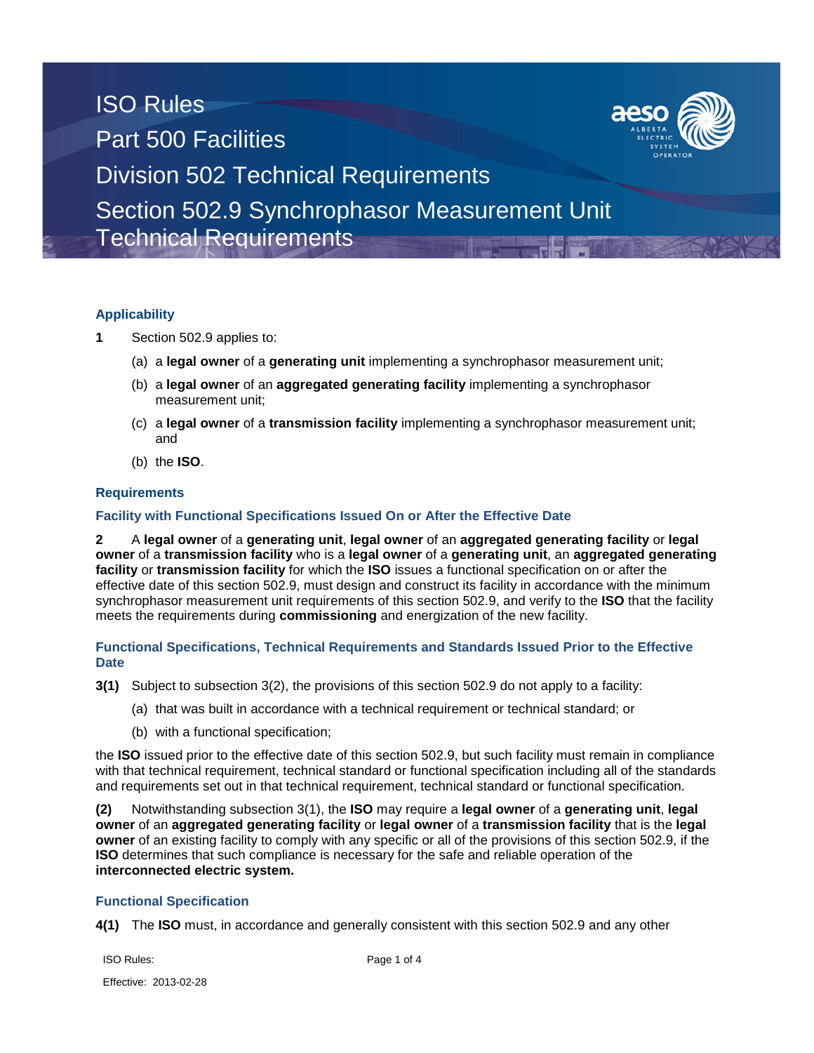# ISO Rules
# Part 500 Facilities
# Division 502 Technical Requirements
# Section 502.9 Synchrophasor Measurement Unit Technical Requirements

## Applicability

**1** Section 502.9 applies to:

(a) a **legal owner** of a **generating unit** implementing a synchrophasor measurement unit;

(b) a **legal owner** of an **aggregated generating facility** implementing a synchrophasor measurement unit;

(c) a **legal owner** of a **transmission facility** implementing a synchrophasor measurement unit; and

(b) the **ISO**.

## Requirements

### Facility with Functional Specifications Issued On or After the Effective Date

**2** A **legal owner** of a **generating unit**, **legal owner** of an **aggregated generating facility** or **legal owner** of a **transmission facility** who is a **legal owner** of a **generating unit**, an **aggregated generating facility** or **transmission facility** for which the **ISO** issues a functional specification on or after the effective date of this section 502.9, must design and construct its facility in accordance with the minimum synchrophasor measurement unit requirements of this section 502.9, and verify to the **ISO** that the facility meets the requirements during **commissioning** and energization of the new facility.

### Functional Specifications, Technical Requirements and Standards Issued Prior to the Effective Date

**3(1)** Subject to subsection 3(2), the provisions of this section 502.9 do not apply to a facility:

(a) that was built in accordance with a technical requirement or technical standard; or

(b) with a functional specification;

the **ISO** issued prior to the effective date of this section 502.9, but such facility must remain in compliance with that technical requirement, technical standard or functional specification including all of the standards and requirements set out in that technical requirement, technical standard or functional specification.

**(2)** Notwithstanding subsection 3(1), the **ISO** may require a **legal owner** of a **generating unit**, **legal owner** of an **aggregated generating facility** or **legal owner** of a **transmission facility** that is the **legal owner** of an existing facility to comply with any specific or all of the provisions of this section 502.9, if the **ISO** determines that such compliance is necessary for the safe and reliable operation of the **interconnected electric system.**

### Functional Specification

**4(1)** The **ISO** must, in accordance and generally consistent with this section 502.9 and any other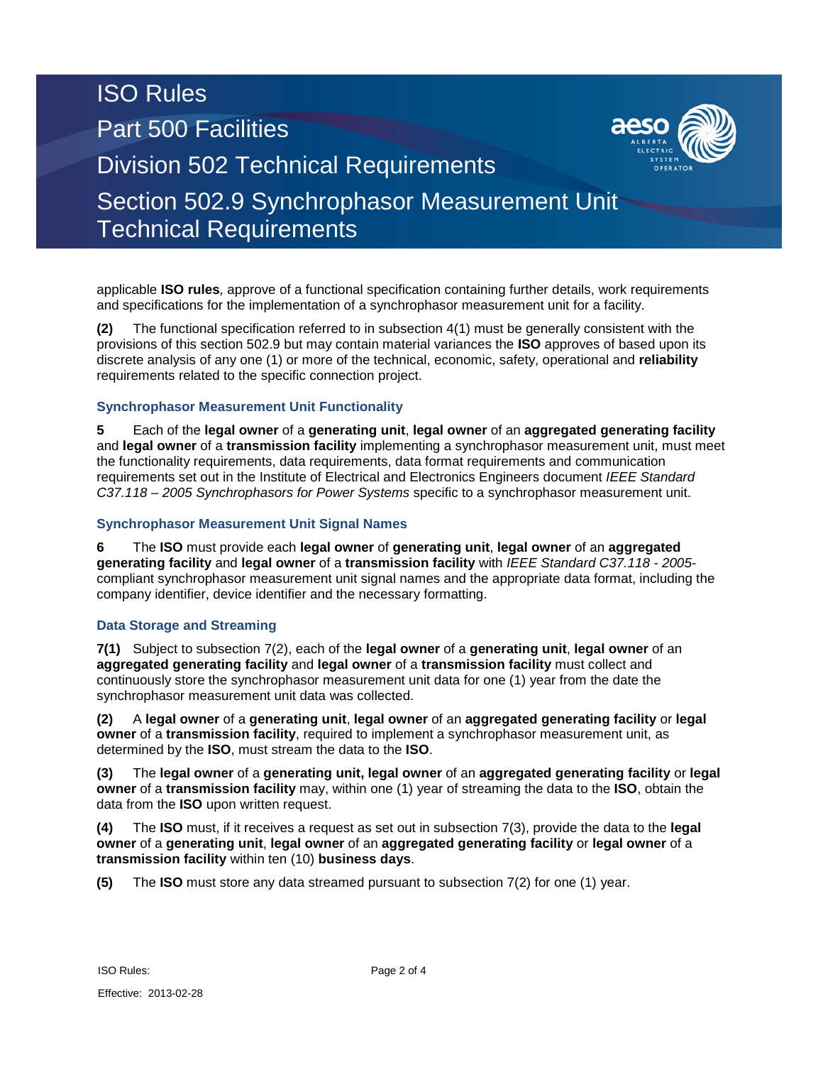applicable **ISO rules***,* approve of a functional specification containing further details, work requirements and specifications for the implementation of a synchrophasor measurement unit for a facility.

**(2)** The functional specification referred to in subsection 4(1) must be generally consistent with the provisions of this section 502.9 but may contain material variances the **ISO** approves of based upon its discrete analysis of any one (1) or more of the technical, economic, safety, operational and **reliability** requirements related to the specific connection project.

### Synchrophasor Measurement Unit Functionality

**5** Each of the **legal owner** of a **generating unit**, **legal owner** of an **aggregated generating facility** and **legal owner** of a **transmission facility** implementing a synchrophasor measurement unit, must meet the functionality requirements, data requirements, data format requirements and communication requirements set out in the Institute of Electrical and Electronics Engineers document *IEEE Standard C37.118 – 2005 Synchrophasors for Power Systems* specific to a synchrophasor measurement unit.

### Synchrophasor Measurement Unit Signal Names

**6** The **ISO** must provide each **legal owner** of **generating unit**, **legal owner** of an **aggregated generating facility** and **legal owner** of a **transmission facility** with *IEEE Standard C37.118 - 2005*-compliant synchrophasor measurement unit signal names and the appropriate data format, including the company identifier, device identifier and the necessary formatting.

### Data Storage and Streaming

**7(1)** Subject to subsection 7(2), each of the **legal owner** of a **generating unit**, **legal owner** of an **aggregated generating facility** and **legal owner** of a **transmission facility** must collect and continuously store the synchrophasor measurement unit data for one (1) year from the date the synchrophasor measurement unit data was collected.

**(2)** A **legal owner** of a **generating unit**, **legal owner** of an **aggregated generating facility** or **legal owner** of a **transmission facility**, required to implement a synchrophasor measurement unit, as determined by the **ISO**, must stream the data to the **ISO**.

**(3)** The **legal owner** of a **generating unit, legal owner** of an **aggregated generating facility** or **legal owner** of a **transmission facility** may, within one (1) year of streaming the data to the **ISO**, obtain the data from the **ISO** upon written request.

**(4)** The **ISO** must, if it receives a request as set out in subsection 7(3), provide the data to the **legal owner** of a **generating unit**, **legal owner** of an **aggregated generating facility** or **legal owner** of a **transmission facility** within ten (10) **business days**.

**(5)** The **ISO** must store any data streamed pursuant to subsection 7(2) for one (1) year.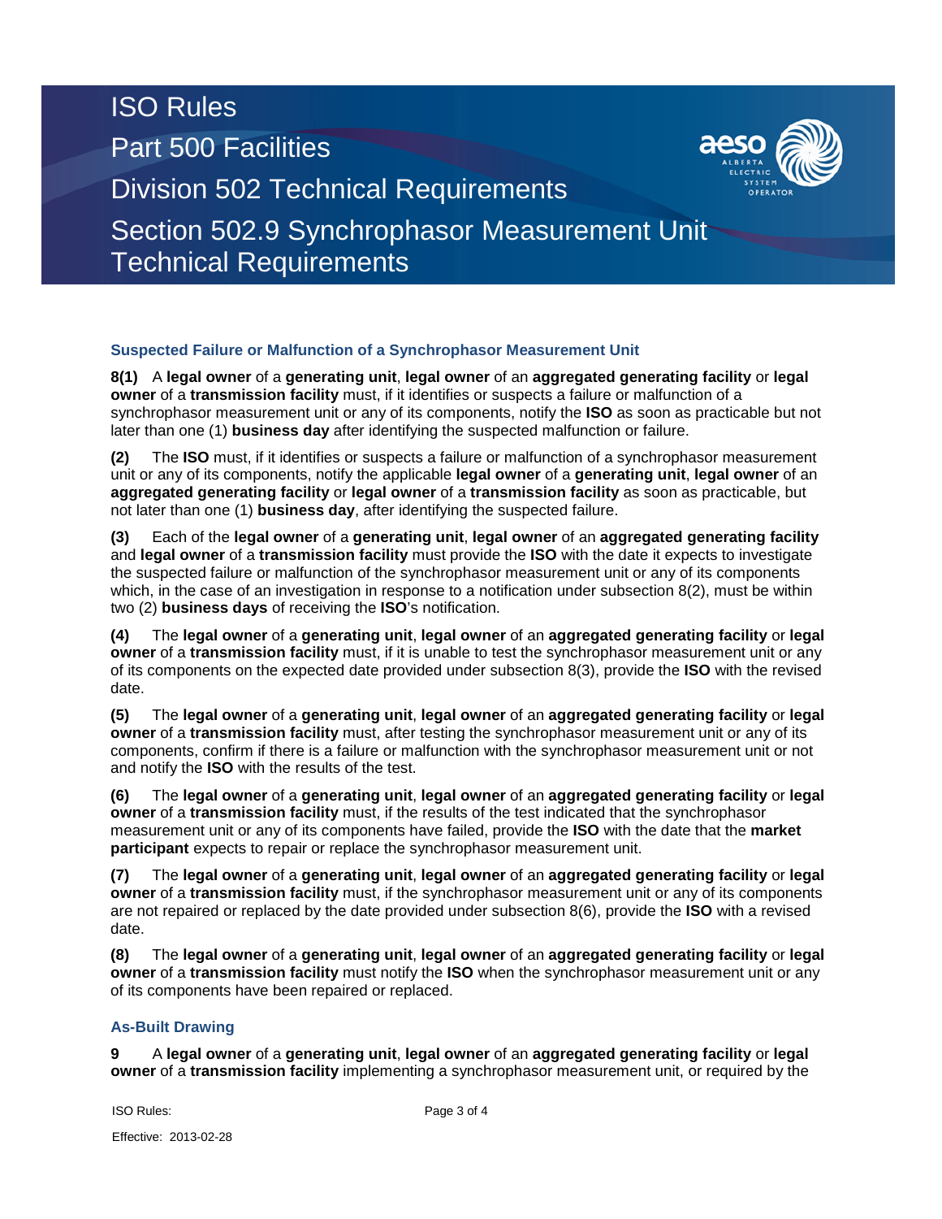## Suspected Failure or Malfunction of a Synchrophasor Measurement Unit

**8(1)** A **legal owner** of a **generating unit**, **legal owner** of an **aggregated generating facility** or **legal owner** of a **transmission facility** must, if it identifies or suspects a failure or malfunction of a synchrophasor measurement unit or any of its components, notify the **ISO** as soon as practicable but not later than one (1) **business day** after identifying the suspected malfunction or failure.

**(2)** The **ISO** must, if it identifies or suspects a failure or malfunction of a synchrophasor measurement unit or any of its components, notify the applicable **legal owner** of a **generating unit**, **legal owner** of an **aggregated generating facility** or **legal owner** of a **transmission facility** as soon as practicable, but not later than one (1) **business day**, after identifying the suspected failure.

**(3)** Each of the **legal owner** of a **generating unit**, **legal owner** of an **aggregated generating facility** and **legal owner** of a **transmission facility** must provide the **ISO** with the date it expects to investigate the suspected failure or malfunction of the synchrophasor measurement unit or any of its components which, in the case of an investigation in response to a notification under subsection 8(2), must be within two (2) **business days** of receiving the **ISO**'s notification.

**(4)** The **legal owner** of a **generating unit**, **legal owner** of an **aggregated generating facility** or **legal owner** of a **transmission facility** must, if it is unable to test the synchrophasor measurement unit or any of its components on the expected date provided under subsection 8(3), provide the **ISO** with the revised date.

**(5)** The **legal owner** of a **generating unit**, **legal owner** of an **aggregated generating facility** or **legal owner** of a **transmission facility** must, after testing the synchrophasor measurement unit or any of its components, confirm if there is a failure or malfunction with the synchrophasor measurement unit or not and notify the **ISO** with the results of the test.

**(6)** The **legal owner** of a **generating unit**, **legal owner** of an **aggregated generating facility** or **legal owner** of a **transmission facility** must, if the results of the test indicated that the synchrophasor measurement unit or any of its components have failed, provide the **ISO** with the date that the **market participant** expects to repair or replace the synchrophasor measurement unit.

**(7)** The **legal owner** of a **generating unit**, **legal owner** of an **aggregated generating facility** or **legal owner** of a **transmission facility** must, if the synchrophasor measurement unit or any of its components are not repaired or replaced by the date provided under subsection 8(6), provide the **ISO** with a revised date.

**(8)** The **legal owner** of a **generating unit**, **legal owner** of an **aggregated generating facility** or **legal owner** of a **transmission facility** must notify the **ISO** when the synchrophasor measurement unit or any of its components have been repaired or replaced.

## As-Built Drawing

**9** A **legal owner** of a **generating unit**, **legal owner** of an **aggregated generating facility** or **legal owner** of a **transmission facility** implementing a synchrophasor measurement unit, or required by the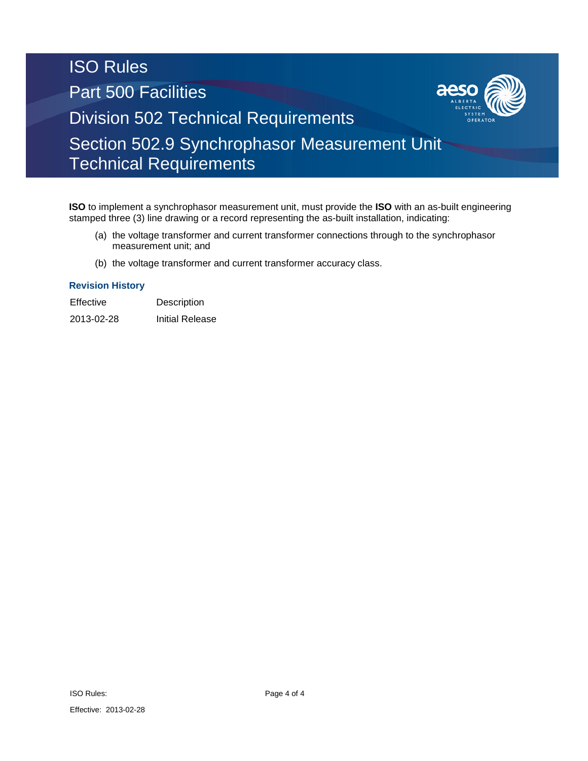**ISO** to implement a synchrophasor measurement unit, must provide the **ISO** with an as-built engineering stamped three (3) line drawing or a record representing the as-built installation, indicating:

(a) the voltage transformer and current transformer connections through to the synchrophasor measurement unit; and

(b) the voltage transformer and current transformer accuracy class.

### Revision History

| Effective | Description |
|---|---|
| 2013-02-28 | Initial Release |